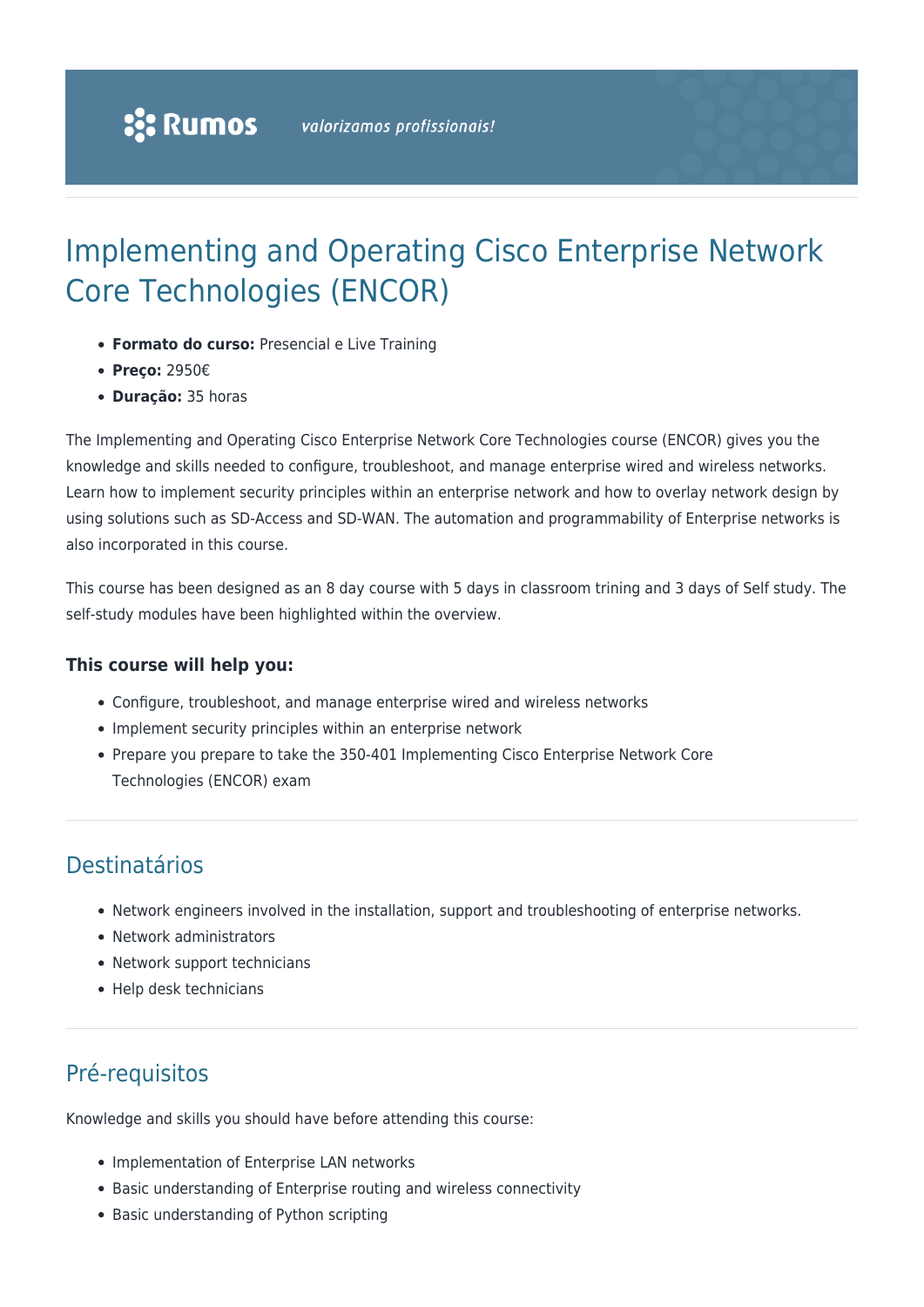Rumos valorizamos profissionais!

# Implementing and Operating Cisco Enterprise Network Core Technologies (ENCOR)

- **Formato do curso:** Presencial e Live Training
- **Preço:** 2950€
- **Duração:** 35 horas

The Implementing and Operating Cisco Enterprise Network Core Technologies course (ENCOR) gives you the knowledge and skills needed to configure, troubleshoot, and manage enterprise wired and wireless networks. Learn how to implement security principles within an enterprise network and how to overlay network design by using solutions such as SD-Access and SD-WAN. The automation and programmability of Enterprise networks is also incorporated in this course.

This course has been designed as an 8 day course with 5 days in classroom trining and 3 days of Self study. The self-study modules have been highlighted within the overview.

### This course will help you:

- Configure, troubleshoot, and manage enterprise wired and wireless networks
- Implement security principles within an enterprise network
- Prepare you prepare to take the 350-401 Implementing Cisco Enterprise Network Core Technologies (ENCOR) exam

## Destinatários

- Network engineers involved in the installation, support and troubleshooting of enterprise networks.
- Network administrators
- Network support technicians
- Help desk technicians

## Pré-requisitos

Knowledge and skills you should have before attending this course:

- Implementation of Enterprise LAN networks
- Basic understanding of Enterprise routing and wireless connectivity
- Basic understanding of Python scripting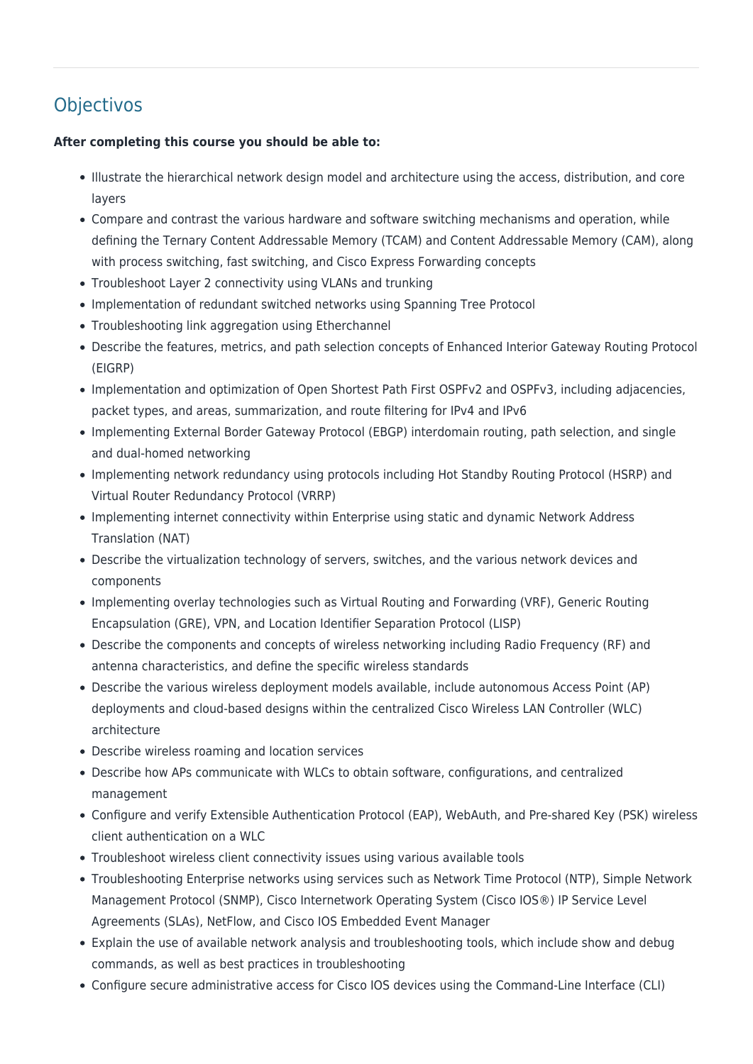## Objectivos

**After completing this course you should be able to:**

- Illustrate the hierarchical network design model and architecture using the access, distribution, and core layers
- Compare and contrast the various hardware and software switching mechanisms and operation, while defining the Ternary Content Addressable Memory (TCAM) and Content Addressable Memory (CAM), along with process switching, fast switching, and Cisco Express Forwarding concepts
- Troubleshoot Layer 2 connectivity using VLANs and trunking
- Implementation of redundant switched networks using Spanning Tree Protocol
- Troubleshooting link aggregation using Etherchannel
- Describe the features, metrics, and path selection concepts of Enhanced Interior Gateway Routing Protocol (EIGRP)
- Implementation and optimization of Open Shortest Path First OSPFv2 and OSPFv3, including adjacencies, packet types, and areas, summarization, and route filtering for IPv4 and IPv6
- Implementing External Border Gateway Protocol (EBGP) interdomain routing, path selection, and single and dual-homed networking
- Implementing network redundancy using protocols including Hot Standby Routing Protocol (HSRP) and Virtual Router Redundancy Protocol (VRRP)
- Implementing internet connectivity within Enterprise using static and dynamic Network Address Translation (NAT)
- Describe the virtualization technology of servers, switches, and the various network devices and components
- Implementing overlay technologies such as Virtual Routing and Forwarding (VRF), Generic Routing Encapsulation (GRE), VPN, and Location Identifier Separation Protocol (LISP)
- Describe the components and concepts of wireless networking including Radio Frequency (RF) and antenna characteristics, and define the specific wireless standards
- Describe the various wireless deployment models available, include autonomous Access Point (AP) deployments and cloud-based designs within the centralized Cisco Wireless LAN Controller (WLC) architecture
- Describe wireless roaming and location services
- Describe how APs communicate with WLCs to obtain software, configurations, and centralized management
- Configure and verify Extensible Authentication Protocol (EAP), WebAuth, and Pre-shared Key (PSK) wireless client authentication on a WLC
- Troubleshoot wireless client connectivity issues using various available tools
- Troubleshooting Enterprise networks using services such as Network Time Protocol (NTP), Simple Network Management Protocol (SNMP), Cisco Internetwork Operating System (Cisco IOS®) IP Service Level Agreements (SLAs), NetFlow, and Cisco IOS Embedded Event Manager
- Explain the use of available network analysis and troubleshooting tools, which include show and debug commands, as well as best practices in troubleshooting
- Configure secure administrative access for Cisco IOS devices using the Command-Line Interface (CLI)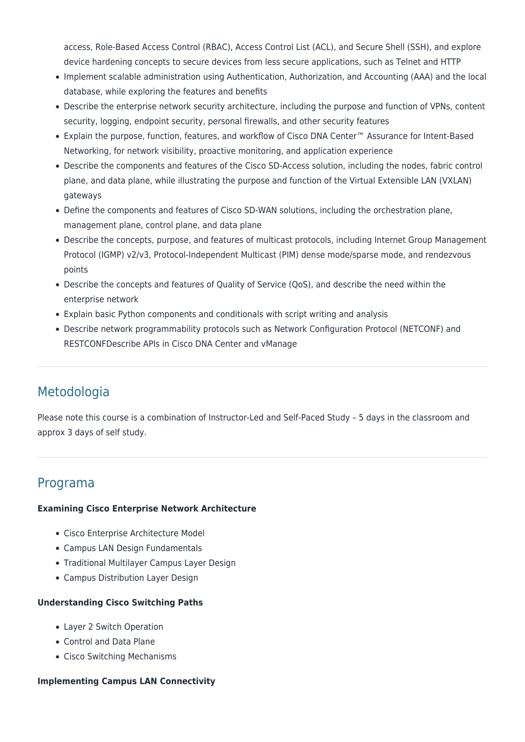access, Role-Based Access Control (RBAC), Access Control List (ACL), and Secure Shell (SSH), and explore device hardening concepts to secure devices from less secure applications, such as Telnet and HTTP

- Implement scalable administration using Authentication, Authorization, and Accounting (AAA) and the local database, while exploring the features and benefits
- Describe the enterprise network security architecture, including the purpose and function of VPNs, content security, logging, endpoint security, personal firewalls, and other security features
- Explain the purpose, function, features, and workflow of Cisco DNA Center™ Assurance for Intent-Based Networking, for network visibility, proactive monitoring, and application experience
- Describe the components and features of the Cisco SD-Access solution, including the nodes, fabric control plane, and data plane, while illustrating the purpose and function of the Virtual Extensible LAN (VXLAN) gateways
- Define the components and features of Cisco SD-WAN solutions, including the orchestration plane, management plane, control plane, and data plane
- Describe the concepts, purpose, and features of multicast protocols, including Internet Group Management Protocol (IGMP) v2/v3, Protocol-Independent Multicast (PIM) dense mode/sparse mode, and rendezvous points
- Describe the concepts and features of Quality of Service (QoS), and describe the need within the enterprise network
- Explain basic Python components and conditionals with script writing and analysis
- Describe network programmability protocols such as Network Configuration Protocol (NETCONF) and RESTCONFDescribe APIs in Cisco DNA Center and vManage

## Metodologia

Please note this course is a combination of Instructor-Led and Self-Paced Study – 5 days in the classroom and approx 3 days of self study.

## Programa

**Examining Cisco Enterprise Network Architecture**

- Cisco Enterprise Architecture Model
- Campus LAN Design Fundamentals
- Traditional Multilayer Campus Layer Design
- Campus Distribution Layer Design

**Understanding Cisco Switching Paths**

- Layer 2 Switch Operation
- Control and Data Plane
- Cisco Switching Mechanisms

**Implementing Campus LAN Connectivity**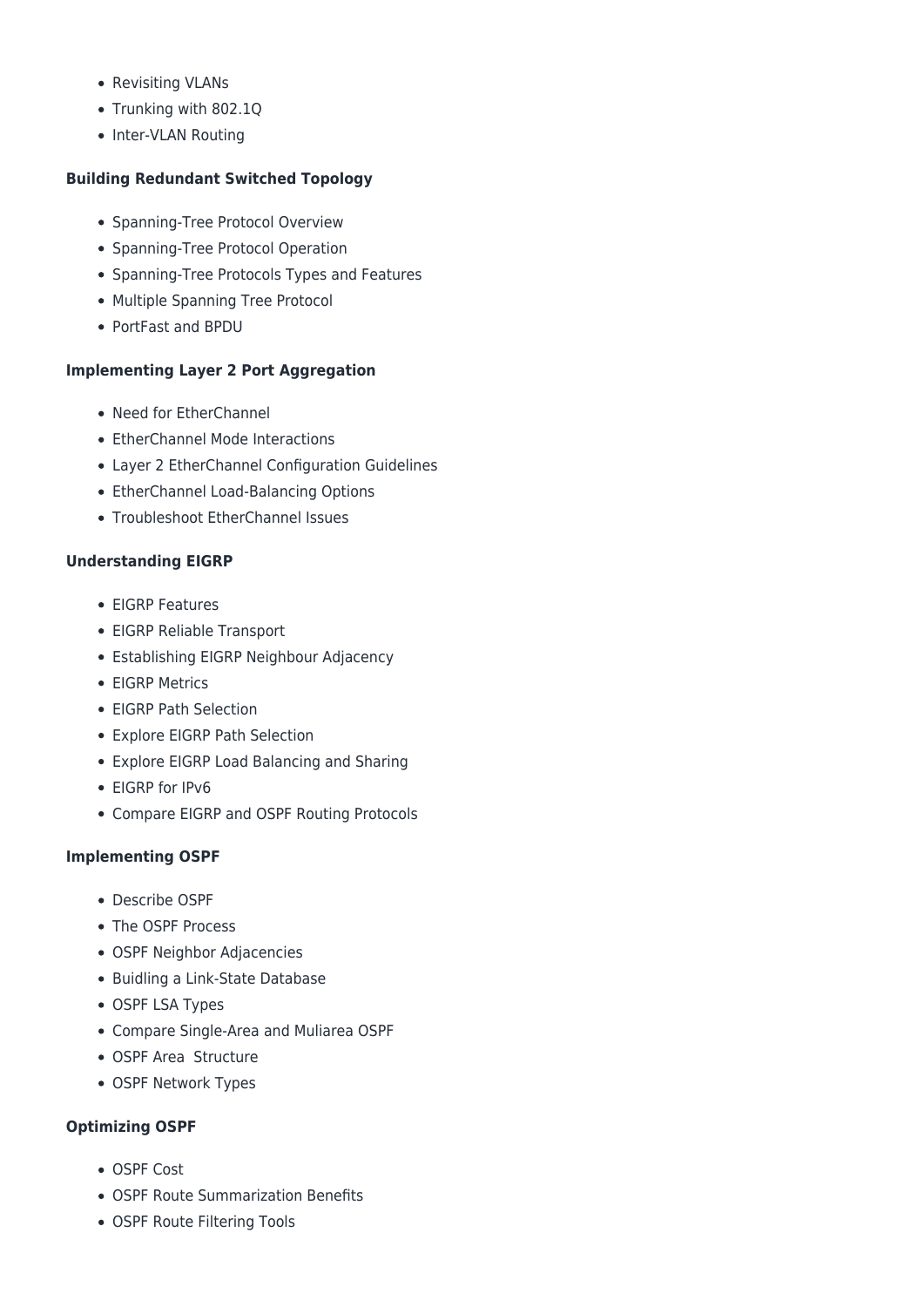- Revisiting VLANs
- Trunking with 802.1Q
- Inter-VLAN Routing

**Building Redundant Switched Topology**

- Spanning-Tree Protocol Overview
- Spanning-Tree Protocol Operation
- Spanning-Tree Protocols Types and Features
- Multiple Spanning Tree Protocol
- PortFast and BPDU

**Implementing Layer 2 Port Aggregation**

- Need for EtherChannel
- EtherChannel Mode Interactions
- Layer 2 EtherChannel Configuration Guidelines
- EtherChannel Load-Balancing Options
- Troubleshoot EtherChannel Issues

**Understanding EIGRP**

- EIGRP Features
- EIGRP Reliable Transport
- Establishing EIGRP Neighbour Adjacency
- EIGRP Metrics
- EIGRP Path Selection
- Explore EIGRP Path Selection
- Explore EIGRP Load Balancing and Sharing
- EIGRP for IPv6
- Compare EIGRP and OSPF Routing Protocols

**Implementing OSPF**

- Describe OSPF
- The OSPF Process
- OSPF Neighbor Adjacencies
- Buidling a Link-State Database
- OSPF LSA Types
- Compare Single-Area and Muliarea OSPF
- OSPF Area  Structure
- OSPF Network Types

**Optimizing OSPF**

- OSPF Cost
- OSPF Route Summarization Benefits
- OSPF Route Filtering Tools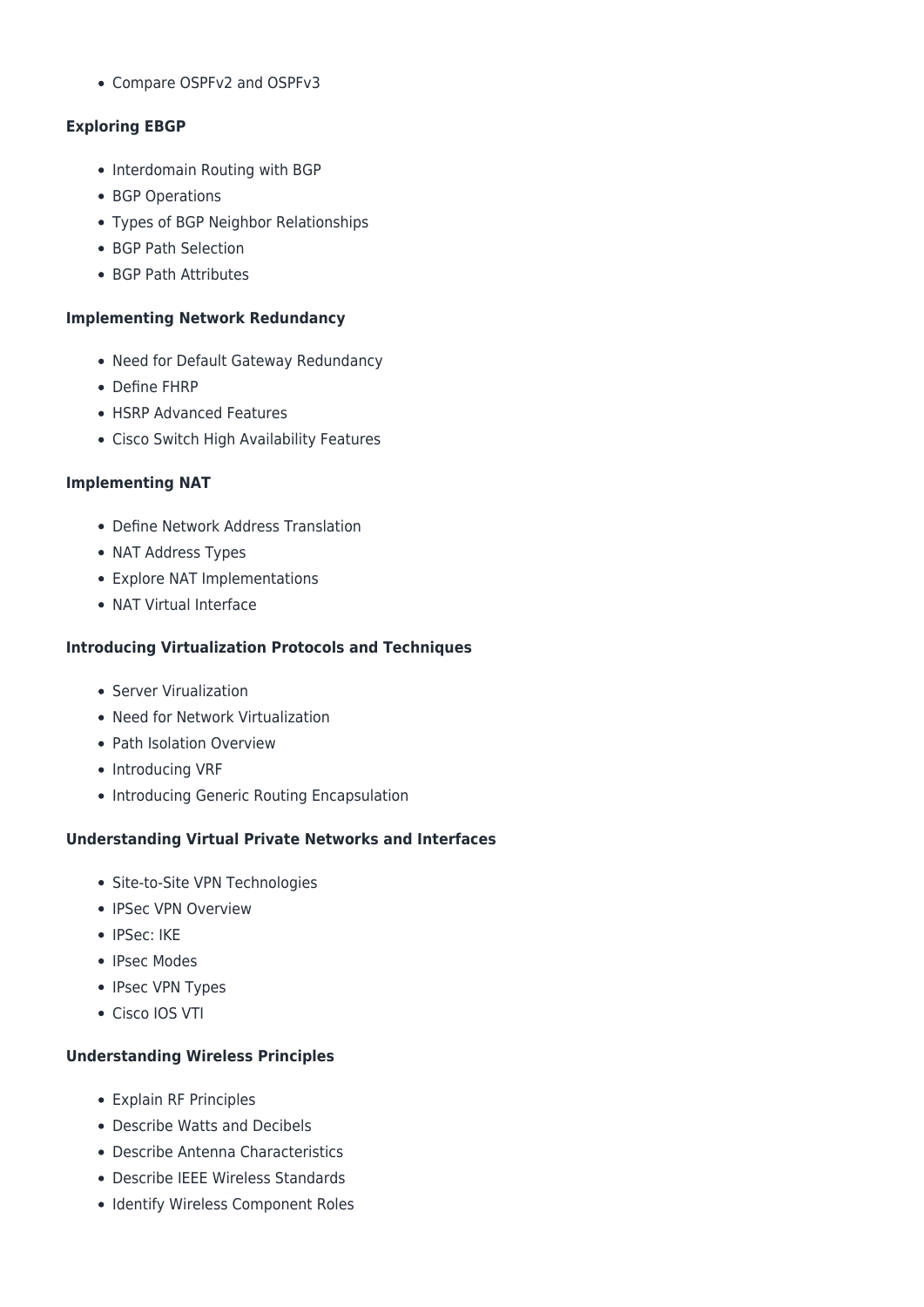- Compare OSPFv2 and OSPFv3

**Exploring EBGP**

- Interdomain Routing with BGP
- BGP Operations
- Types of BGP Neighbor Relationships
- BGP Path Selection
- BGP Path Attributes

**Implementing Network Redundancy**

- Need for Default Gateway Redundancy
- Define FHRP
- HSRP Advanced Features
- Cisco Switch High Availability Features

**Implementing NAT**

- Define Network Address Translation
- NAT Address Types
- Explore NAT Implementations
- NAT Virtual Interface

**Introducing Virtualization Protocols and Techniques**

- Server Virualization
- Need for Network Virtualization
- Path Isolation Overview
- Introducing VRF
- Introducing Generic Routing Encapsulation

**Understanding Virtual Private Networks and Interfaces**

- Site-to-Site VPN Technologies
- IPSec VPN Overview
- IPSec: IKE
- IPsec Modes
- IPsec VPN Types
- Cisco IOS VTI

**Understanding Wireless Principles**

- Explain RF Principles
- Describe Watts and Decibels
- Describe Antenna Characteristics
- Describe IEEE Wireless Standards
- Identify Wireless Component Roles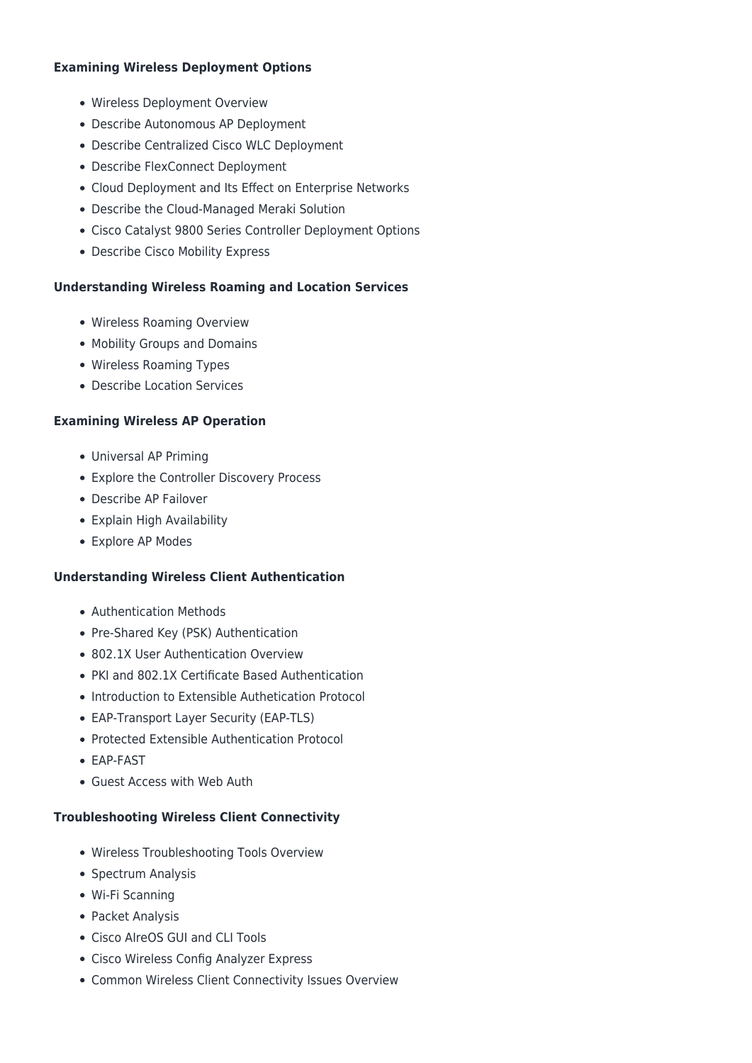**Examining Wireless Deployment Options**

- Wireless Deployment Overview
- Describe Autonomous AP Deployment
- Describe Centralized Cisco WLC Deployment
- Describe FlexConnect Deployment
- Cloud Deployment and Its Effect on Enterprise Networks
- Describe the Cloud-Managed Meraki Solution
- Cisco Catalyst 9800 Series Controller Deployment Options
- Describe Cisco Mobility Express

**Understanding Wireless Roaming and Location Services**

- Wireless Roaming Overview
- Mobility Groups and Domains
- Wireless Roaming Types
- Describe Location Services

**Examining Wireless AP Operation**

- Universal AP Priming
- Explore the Controller Discovery Process
- Describe AP Failover
- Explain High Availability
- Explore AP Modes

**Understanding Wireless Client Authentication**

- Authentication Methods
- Pre-Shared Key (PSK) Authentication
- 802.1X User Authentication Overview
- PKI and 802.1X Certificate Based Authentication
- Introduction to Extensible Authetication Protocol
- EAP-Transport Layer Security (EAP-TLS)
- Protected Extensible Authentication Protocol
- EAP-FAST
- Guest Access with Web Auth

**Troubleshooting Wireless Client Connectivity**

- Wireless Troubleshooting Tools Overview
- Spectrum Analysis
- Wi-Fi Scanning
- Packet Analysis
- Cisco AireOS GUI and CLI Tools
- Cisco Wireless Config Analyzer Express
- Common Wireless Client Connectivity Issues Overview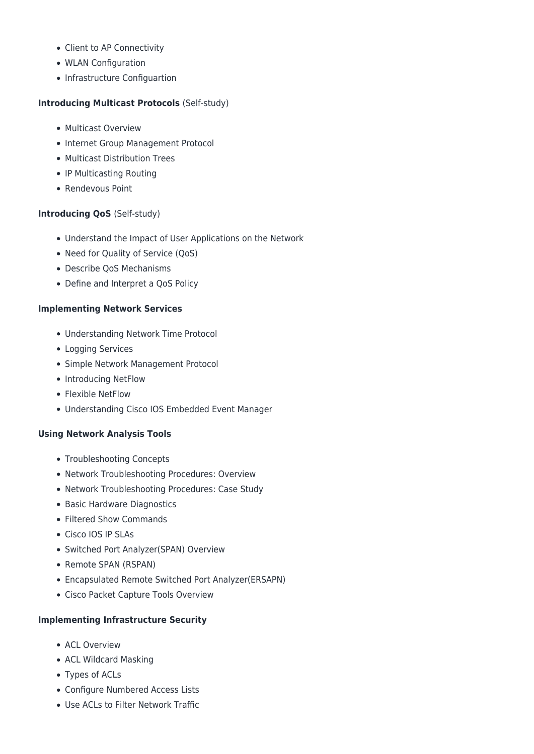- Client to AP Connectivity
- WLAN Configuration
- Infrastructure Configuartion

**Introducing Multicast Protocols** (Self-study)

- Multicast Overview
- Internet Group Management Protocol
- Multicast Distribution Trees
- IP Multicasting Routing
- Rendevous Point

**Introducing QoS** (Self-study)

- Understand the Impact of User Applications on the Network
- Need for Quality of Service (QoS)
- Describe QoS Mechanisms
- Define and Interpret a QoS Policy

**Implementing Network Services**

- Understanding Network Time Protocol
- Logging Services
- Simple Network Management Protocol
- Introducing NetFlow
- Flexible NetFlow
- Understanding Cisco IOS Embedded Event Manager

**Using Network Analysis Tools**

- Troubleshooting Concepts
- Network Troubleshooting Procedures: Overview
- Network Troubleshooting Procedures: Case Study
- Basic Hardware Diagnostics
- Filtered Show Commands
- Cisco IOS IP SLAs
- Switched Port Analyzer(SPAN) Overview
- Remote SPAN (RSPAN)
- Encapsulated Remote Switched Port Analyzer(ERSAPN)
- Cisco Packet Capture Tools Overview

**Implementing Infrastructure Security**

- ACL Overview
- ACL Wildcard Masking
- Types of ACLs
- Configure Numbered Access Lists
- Use ACLs to Filter Network Traffic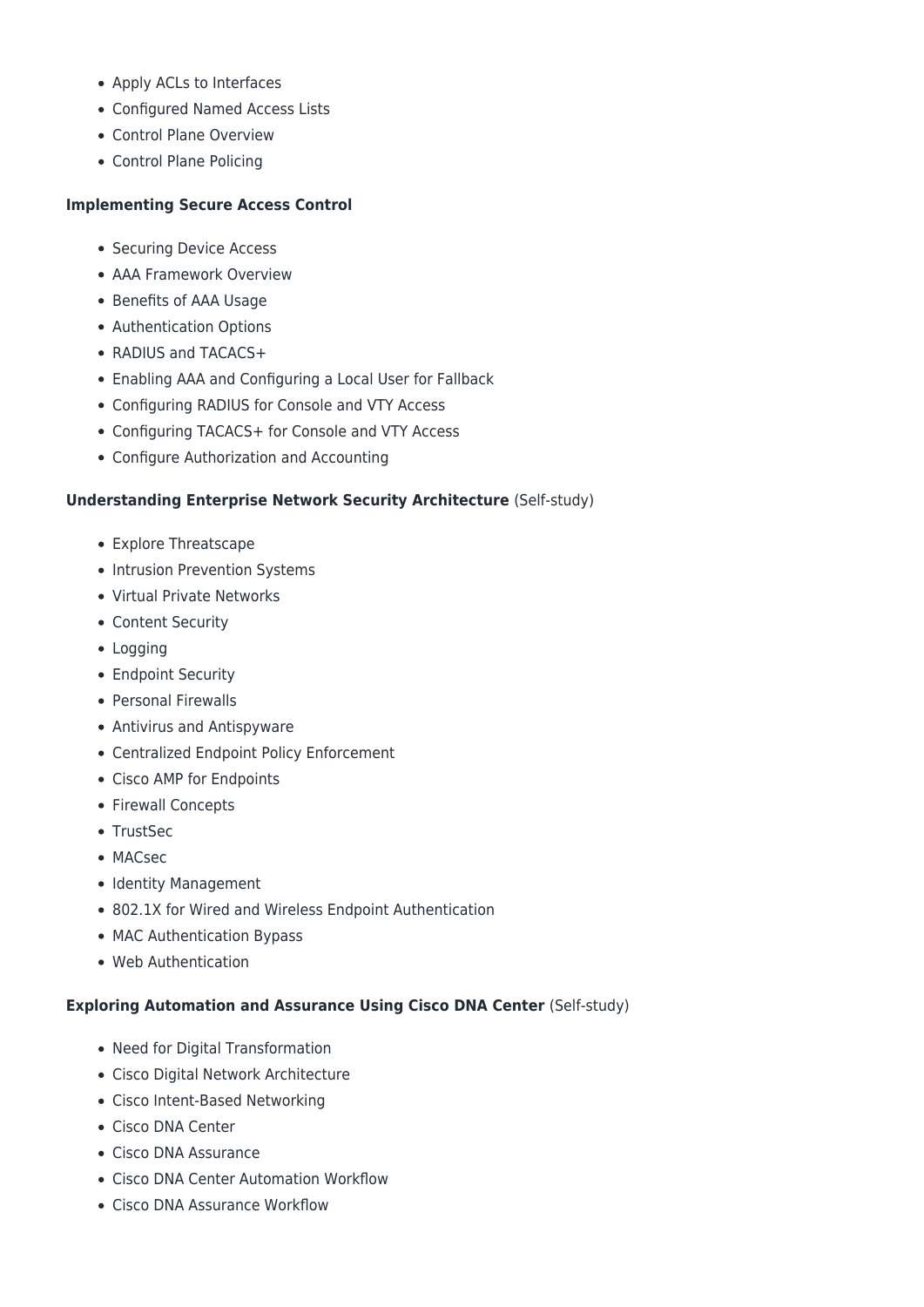- Apply ACLs to Interfaces
- Configured Named Access Lists
- Control Plane Overview
- Control Plane Policing

**Implementing Secure Access Control**

- Securing Device Access
- AAA Framework Overview
- Benefits of AAA Usage
- Authentication Options
- RADIUS and TACACS+
- Enabling AAA and Configuring a Local User for Fallback
- Configuring RADIUS for Console and VTY Access
- Configuring TACACS+ for Console and VTY Access
- Configure Authorization and Accounting

**Understanding Enterprise Network Security Architecture** (Self-study)

- Explore Threatscape
- Intrusion Prevention Systems
- Virtual Private Networks
- Content Security
- Logging
- Endpoint Security
- Personal Firewalls
- Antivirus and Antispyware
- Centralized Endpoint Policy Enforcement
- Cisco AMP for Endpoints
- Firewall Concepts
- TrustSec
- MACsec
- Identity Management
- 802.1X for Wired and Wireless Endpoint Authentication
- MAC Authentication Bypass
- Web Authentication

**Exploring Automation and Assurance Using Cisco DNA Center** (Self-study)

- Need for Digital Transformation
- Cisco Digital Network Architecture
- Cisco Intent-Based Networking
- Cisco DNA Center
- Cisco DNA Assurance
- Cisco DNA Center Automation Workflow
- Cisco DNA Assurance Workflow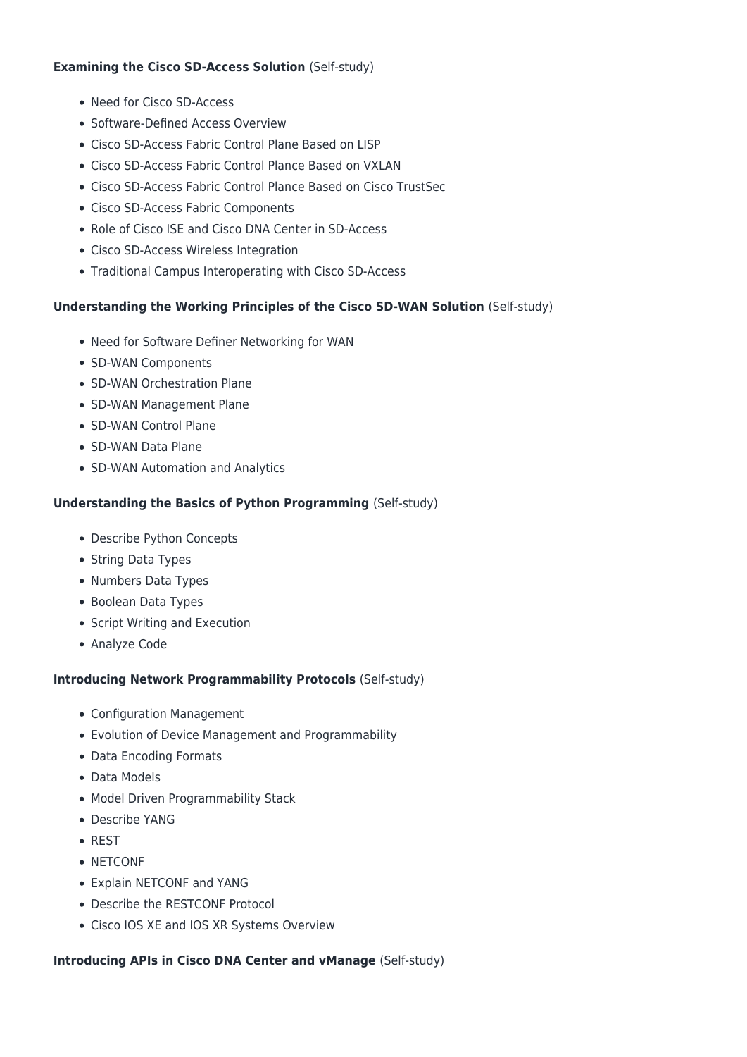**Examining the Cisco SD-Access Solution** (Self-study)

- Need for Cisco SD-Access
- Software-Defined Access Overview
- Cisco SD-Access Fabric Control Plane Based on LISP
- Cisco SD-Access Fabric Control Plance Based on VXLAN
- Cisco SD-Access Fabric Control Plance Based on Cisco TrustSec
- Cisco SD-Access Fabric Components
- Role of Cisco ISE and Cisco DNA Center in SD-Access
- Cisco SD-Access Wireless Integration
- Traditional Campus Interoperating with Cisco SD-Access

**Understanding the Working Principles of the Cisco SD-WAN Solution** (Self-study)

- Need for Software Definer Networking for WAN
- SD-WAN Components
- SD-WAN Orchestration Plane
- SD-WAN Management Plane
- SD-WAN Control Plane
- SD-WAN Data Plane
- SD-WAN Automation and Analytics

**Understanding the Basics of Python Programming** (Self-study)

- Describe Python Concepts
- String Data Types
- Numbers Data Types
- Boolean Data Types
- Script Writing and Execution
- Analyze Code

**Introducing Network Programmability Protocols** (Self-study)

- Configuration Management
- Evolution of Device Management and Programmability
- Data Encoding Formats
- Data Models
- Model Driven Programmability Stack
- Describe YANG
- REST
- NETCONF
- Explain NETCONF and YANG
- Describe the RESTCONF Protocol
- Cisco IOS XE and IOS XR Systems Overview

**Introducing APIs in Cisco DNA Center and vManage** (Self-study)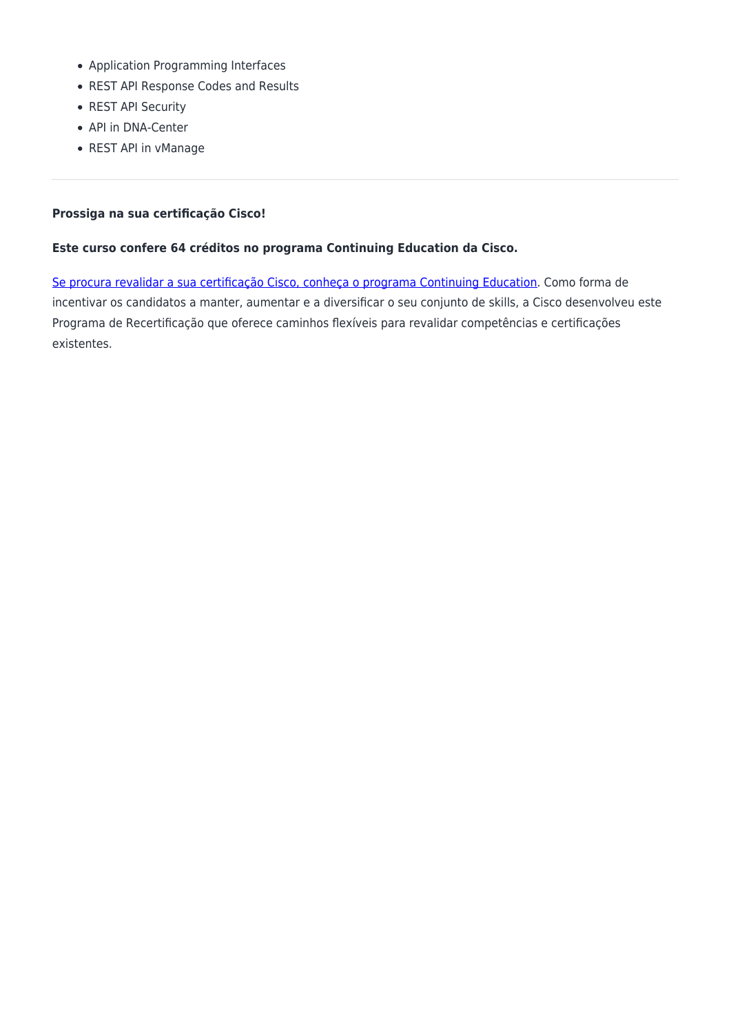- Application Programming Interfaces
- REST API Response Codes and Results
- REST API Security
- API in DNA-Center
- REST API in vManage

---

**Prossiga na sua certificação Cisco!**

**Este curso confere 64 créditos no programa Continuing Education da Cisco.**

Se procura revalidar a sua certificação Cisco, conheça o programa Continuing Education. Como forma de incentivar os candidatos a manter, aumentar e a diversificar o seu conjunto de skills, a Cisco desenvolveu este Programa de Recertificação que oferece caminhos flexíveis para revalidar competências e certificações existentes.